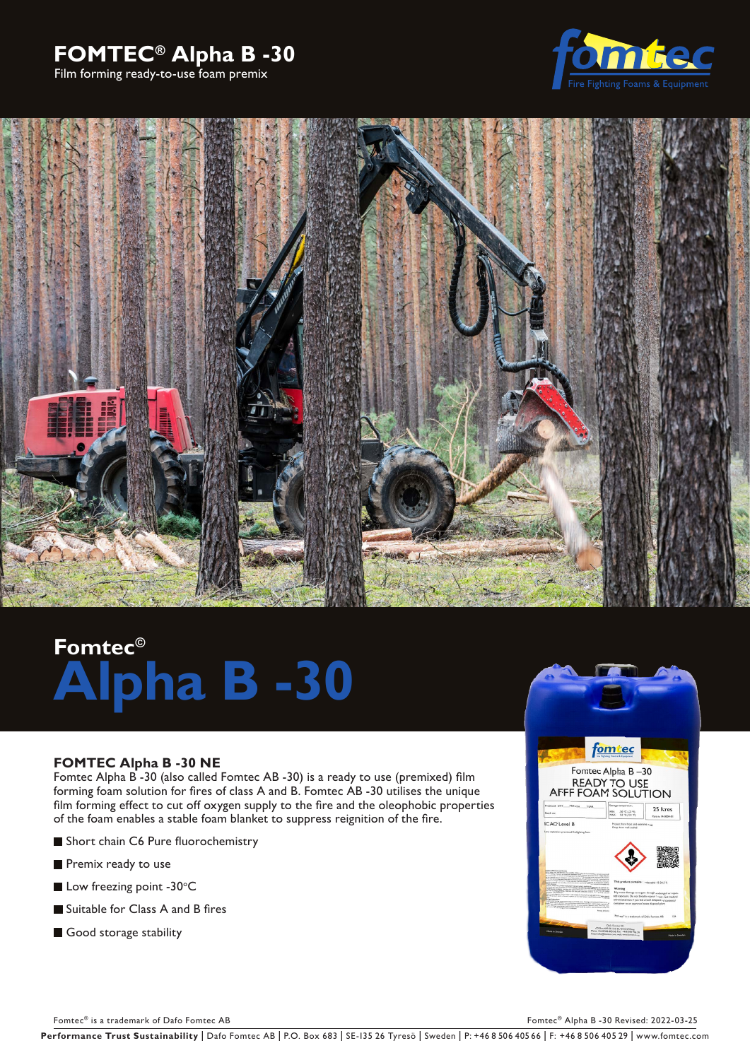# FOMTEC® Alpha B -30

Film forming ready-to-use foam premix

Fomtec©

# Alpha B -30

### FOMTEC Alpha B -30 NE

Fomtec Alpha B -30 (also called Fomtec AB -30) is a ready to use (premixed) film forming foam solution for fires of class A and B. Fomtec AB -30 utilises the unique film forming effect to cut off oxygen supply to the fire and the oleophobic properties of the foam enables a stable foam blanket to suppress reignition of the fire.

- Short chain C6 Pure fluorochemistry
- Premix ready to use
- Low freezing point -30°C
- Suitable for Class A and B fires
- Good storage stability

Fomtec® is a trademark of Dafo Fomtec AB

Fomtec® Alpha B -30 Revised: 2022-03-25

**Performance Trust Sustainability** | Dafo Fomtec AB | P.O. Box 683 | SE-135 26 Tyresö | Sweden | P: +46 8 506 405 66 | F: +46 8 506 405 29 | www.fomtec.com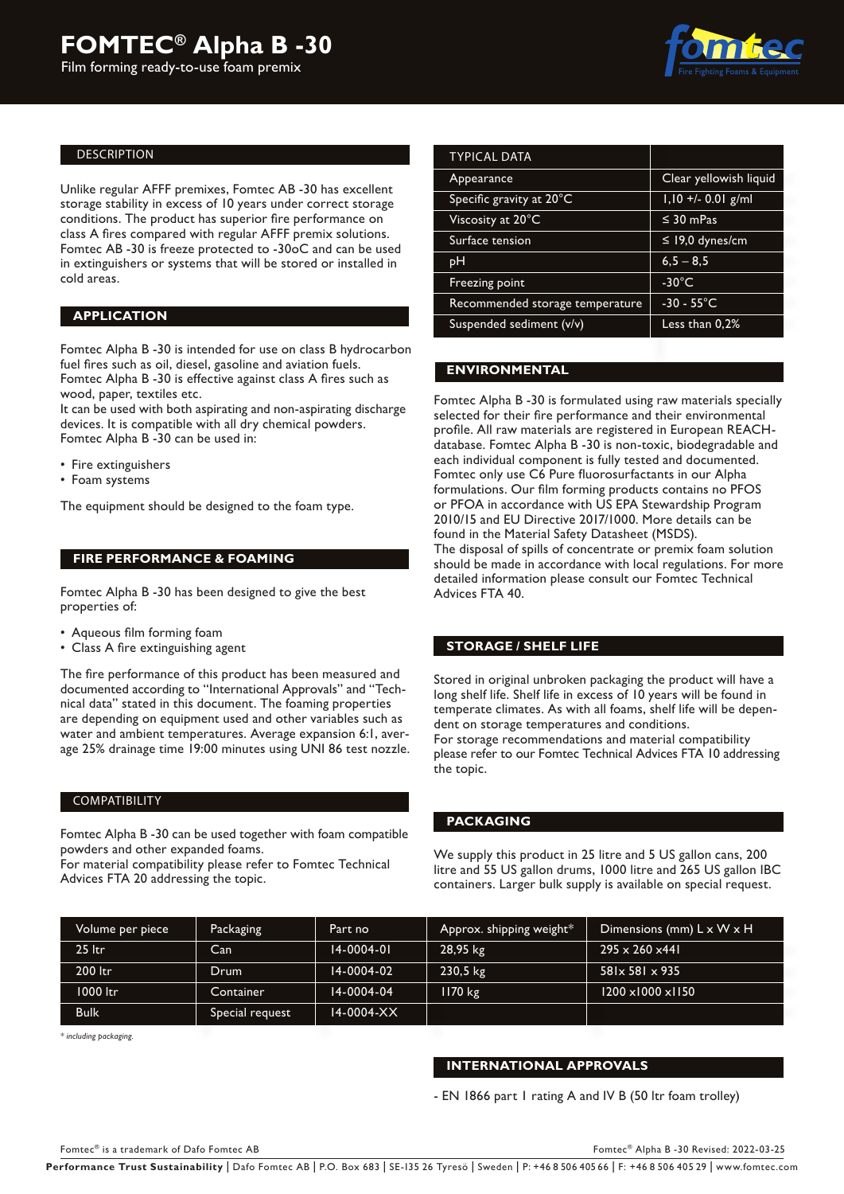# FOMTEC® Alpha B -30

Film forming ready-to-use foam premix

## DESCRIPTION

Unlike regular AFFF premixes, Fomtec AB -30 has excellent storage stability in excess of 10 years under correct storage conditions. The product has superior fire performance on class A fires compared with regular AFFF premix solutions. Fomtec AB -30 is freeze protected to -30oC and can be used in extinguishers or systems that will be stored or installed in cold areas.

## APPLICATION

Fomtec Alpha B -30 is intended for use on class B hydrocarbon fuel fires such as oil, diesel, gasoline and aviation fuels.
Fomtec Alpha B -30 is effective against class A fires such as wood, paper, textiles etc.
It can be used with both aspirating and non-aspirating discharge devices. It is compatible with all dry chemical powders.
Fomtec Alpha B -30 can be used in:

- Fire extinguishers
- Foam systems

The equipment should be designed to the foam type.

## FIRE PERFORMANCE & FOAMING

Fomtec Alpha B -30 has been designed to give the best properties of:

- Aqueous film forming foam
- Class A fire extinguishing agent

The fire performance of this product has been measured and documented according to "International Approvals" and "Technical data" stated in this document. The foaming properties are depending on equipment used and other variables such as water and ambient temperatures. Average expansion 6:1, average 25% drainage time 19:00 minutes using UNI 86 test nozzle.

## COMPATIBILITY

Fomtec Alpha B -30 can be used together with foam compatible powders and other expanded foams.
For material compatibility please refer to Fomtec Technical Advices FTA 20 addressing the topic.

## TYPICAL DATA

| TYPICAL DATA | |
|---|---|
| Appearance | Clear yellowish liquid |
| Specific gravity at 20°C | 1,10 +/- 0.01 g/ml |
| Viscosity at 20°C | ≤ 30 mPas |
| Surface tension | ≤ 19,0 dynes/cm |
| pH | 6,5 – 8,5 |
| Freezing point | -30°C |
| Recommended storage temperature | -30 - 55°C |
| Suspended sediment (v/v) | Less than 0,2% |

## ENVIRONMENTAL

Fomtec Alpha B -30 is formulated using raw materials specially selected for their fire performance and their environmental profile. All raw materials are registered in European REACH-database. Fomtec Alpha B -30 is non-toxic, biodegradable and each individual component is fully tested and documented. Fomtec only use C6 Pure fluorosurfactants in our Alpha formulations. Our film forming products contains no PFOS or PFOA in accordance with US EPA Stewardship Program 2010/15 and EU Directive 2017/1000. More details can be found in the Material Safety Datasheet (MSDS).
The disposal of spills of concentrate or premix foam solution should be made in accordance with local regulations. For more detailed information please consult our Fomtec Technical Advices FTA 40.

## STORAGE / SHELF LIFE

Stored in original unbroken packaging the product will have a long shelf life. Shelf life in excess of 10 years will be found in temperate climates. As with all foams, shelf life will be dependent on storage temperatures and conditions.
For storage recommendations and material compatibility please refer to our Fomtec Technical Advices FTA 10 addressing the topic.

## PACKAGING

We supply this product in 25 litre and 5 US gallon cans, 200 litre and 55 US gallon drums, 1000 litre and 265 US gallon IBC containers. Larger bulk supply is available on special request.

| Volume per piece | Packaging | Part no | Approx. shipping weight* | Dimensions (mm) L x W x H |
|---|---|---|---|---|
| 25 ltr | Can | 14-0004-01 | 28,95 kg | 295 x 260 x441 |
| 200 ltr | Drum | 14-0004-02 | 230,5 kg | 581x 581 x 935 |
| 1000 ltr | Container | 14-0004-04 | 1170 kg | 1200 x1000 x1150 |
| Bulk | Special request | 14-0004-XX | | |

*\* including packaging.*

## INTERNATIONAL APPROVALS

- EN 1866 part 1 rating A and IV B (50 ltr foam trolley)

Fomtec® is a trademark of Dafo Fomtec AB

Fomtec® Alpha B -30 Revised: 2022-03-25

**Performance Trust Sustainability** | Dafo Fomtec AB | P.O. Box 683 | SE-135 26 Tyresö | Sweden | P: +46 8 506 405 66 | F: +46 8 506 405 29 | www.fomtec.com